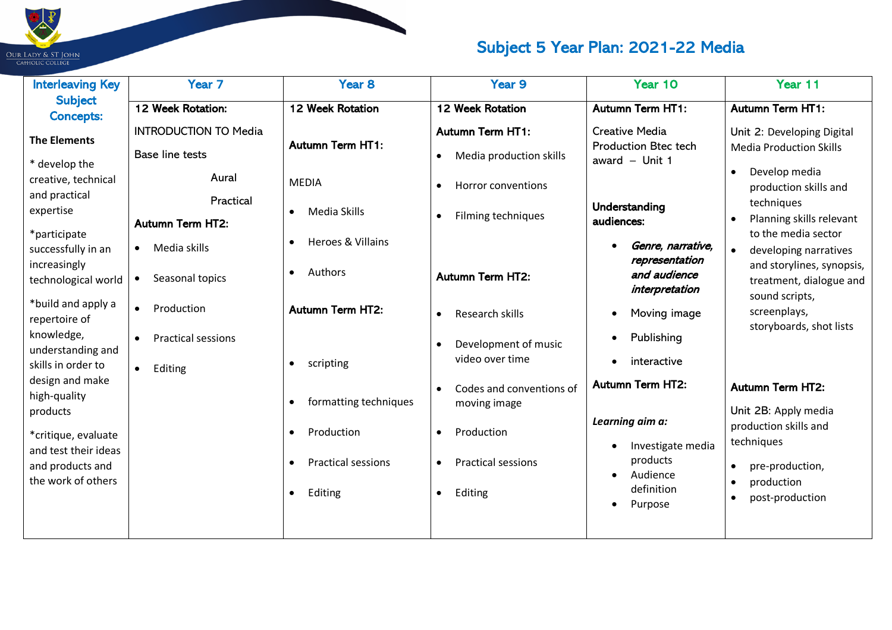# Subject 5 Year Plan: 2021-22 Media

| Interleaving Key Subject Concepts: | Year 7 | Year 8 | Year 9 | Year 10 | Year 11 |
|---|---|---|---|---|---|
| **The Elements**<br><br>* develop the creative, technical and practical expertise<br><br>*participate successfully in an increasingly technological world<br><br>*build and apply a repertoire of knowledge, understanding and skills in order to design and make high-quality products<br><br>*critique, evaluate and test their ideas and products and the work of others | **12 Week Rotation:**<br><br>INTRODUCTION TO Media<br><br>Base line tests<br><br>Aural<br><br>Practical<br><br>**Autumn Term HT2:**<br><br>• Media skills<br>• Seasonal topics<br>• Production<br>• Practical sessions<br>• Editing | **12 Week Rotation**<br><br>**Autumn Term HT1:**<br><br>MEDIA<br><br>• Media Skills<br>• Heroes & Villains<br>• Authors<br><br>**Autumn Term HT2:**<br><br>• scripting<br>• formatting techniques<br>• Production<br>• Practical sessions<br>• Editing | **12 Week Rotation**<br><br>**Autumn Term HT1:**<br><br>• Media production skills<br>• Horror conventions<br>• Filming techniques<br><br>**Autumn Term HT2:**<br><br>• Research skills<br>• Development of music video over time<br>• Codes and conventions of moving image<br>• Production<br>• Practical sessions<br>• Editing | **Autumn Term HT1:**<br><br>Creative Media Production Btec tech award – Unit 1<br><br>**Understanding audiences:**<br><br>• ***Genre, narrative, representation and audience interpretation***<br>• Moving image<br>• Publishing<br>• interactive<br><br>**Autumn Term HT2:**<br><br>***Learning aim a:***<br><br>• Investigate media products<br>• Audience definition<br>• Purpose | **Autumn Term HT1:**<br><br>Unit 2: Developing Digital Media Production Skills<br><br>• Develop media production skills and techniques<br>• Planning skills relevant to the media sector<br>• developing narratives and storylines, synopsis, treatment, dialogue and sound scripts, screenplays, storyboards, shot lists<br><br>**Autumn Term HT2:**<br><br>Unit 2B: Apply media production skills and techniques<br><br>• pre-production,<br>• production<br>• post-production |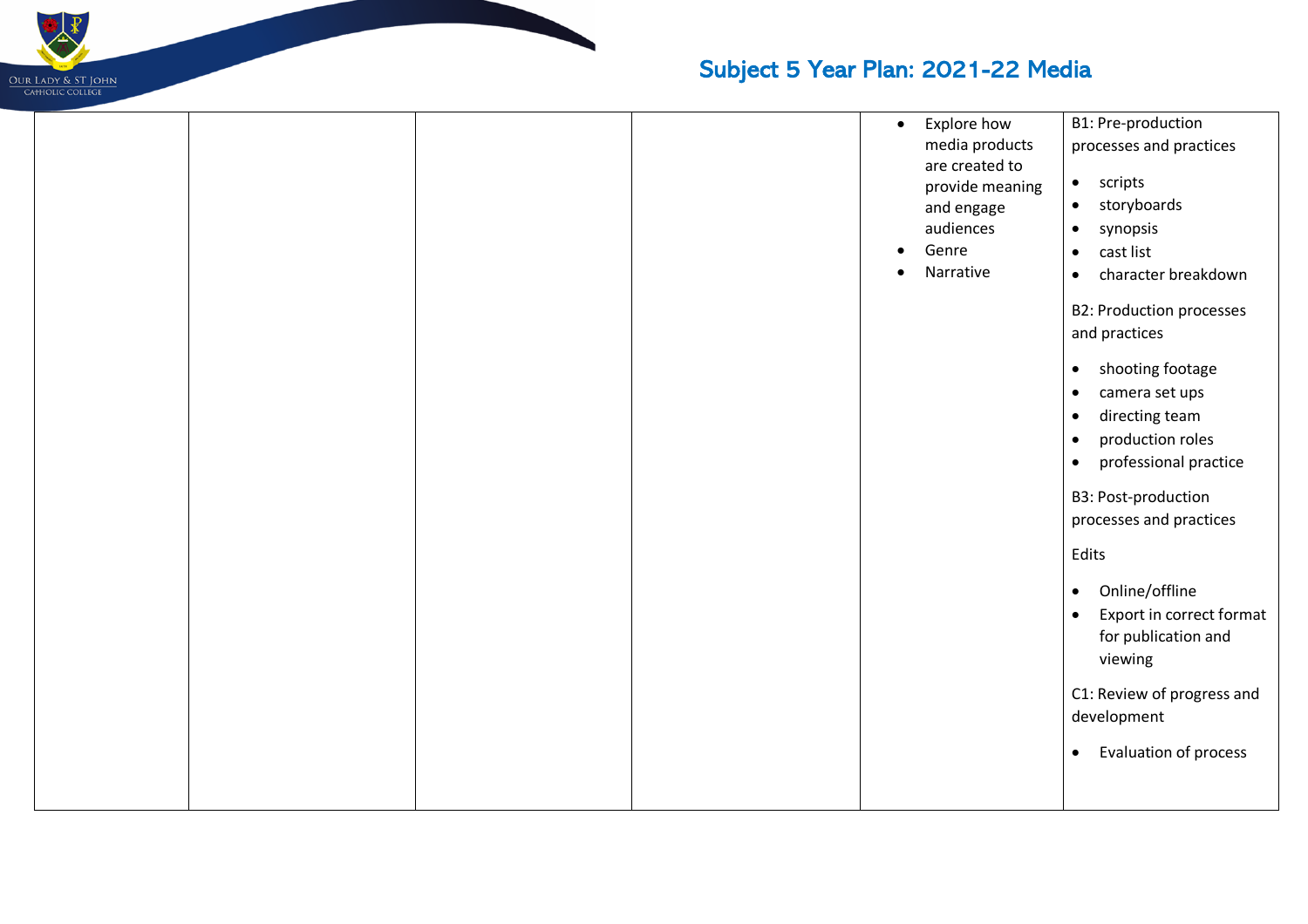| | | | | | |
|---|---|---|---|---|---|
| | | | | • Explore how media products are created to provide meaning and engage audiences<br>• Genre<br>• Narrative | B1: Pre-production processes and practices<br>• scripts<br>• storyboards<br>• synopsis<br>• cast list<br>• character breakdown<br>B2: Production processes and practices<br>• shooting footage<br>• camera set ups<br>• directing team<br>• production roles<br>• professional practice<br>B3: Post-production processes and practices<br>Edits<br>• Online/offline<br>• Export in correct format for publication and viewing<br>C1: Review of progress and development<br>• Evaluation of process |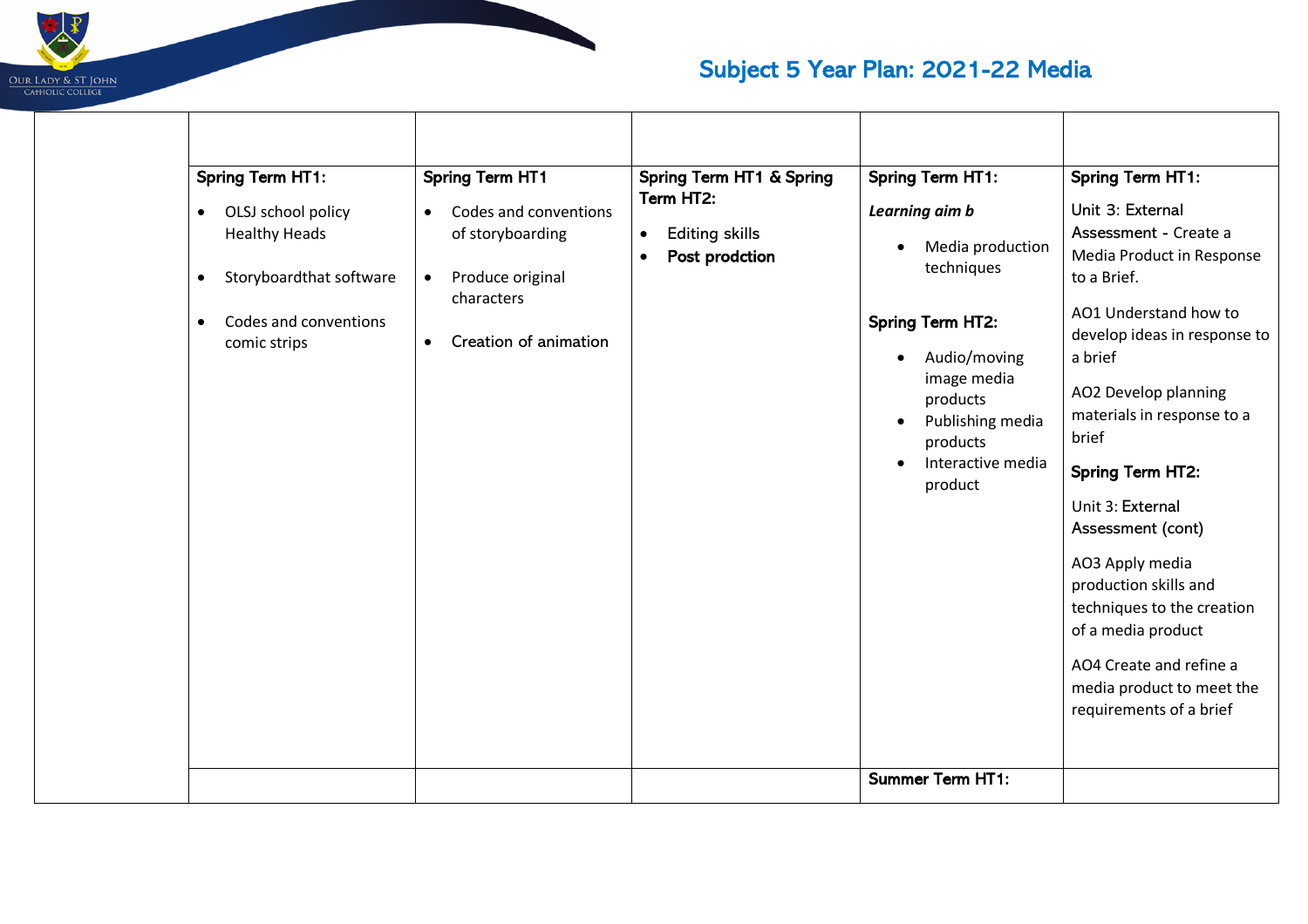# Subject 5 Year Plan: 2021-22 Media

| | | | | | |
|---|---|---|---|---|---|
| | | | | | |
| | **Spring Term HT1:**<br>• OLSJ school policy Healthy Heads<br>• Storyboardthat software<br>• Codes and conventions comic strips | **Spring Term HT1**<br>• Codes and conventions of storyboarding<br>• Produce original characters<br>• Creation of animation | **Spring Term HT1 & Spring Term HT2:**<br>• Editing skills<br>• **Post prodction** | **Spring Term HT1:**<br>***Learning aim b***<br>• Media production techniques<br><br>**Spring Term HT2:**<br>• Audio/moving image media products<br>• Publishing media products<br>• Interactive media product | **Spring Term HT1:**<br>Unit 3: External Assessment - Create a Media Product in Response to a Brief.<br>AO1 Understand how to develop ideas in response to a brief<br>AO2 Develop planning materials in response to a brief<br>**Spring Term HT2:**<br>Unit 3: External Assessment (cont)<br>AO3 Apply media production skills and techniques to the creation of a media product<br>AO4 Create and refine a media product to meet the requirements of a brief |
| | | | | **Summer Term HT1:** | |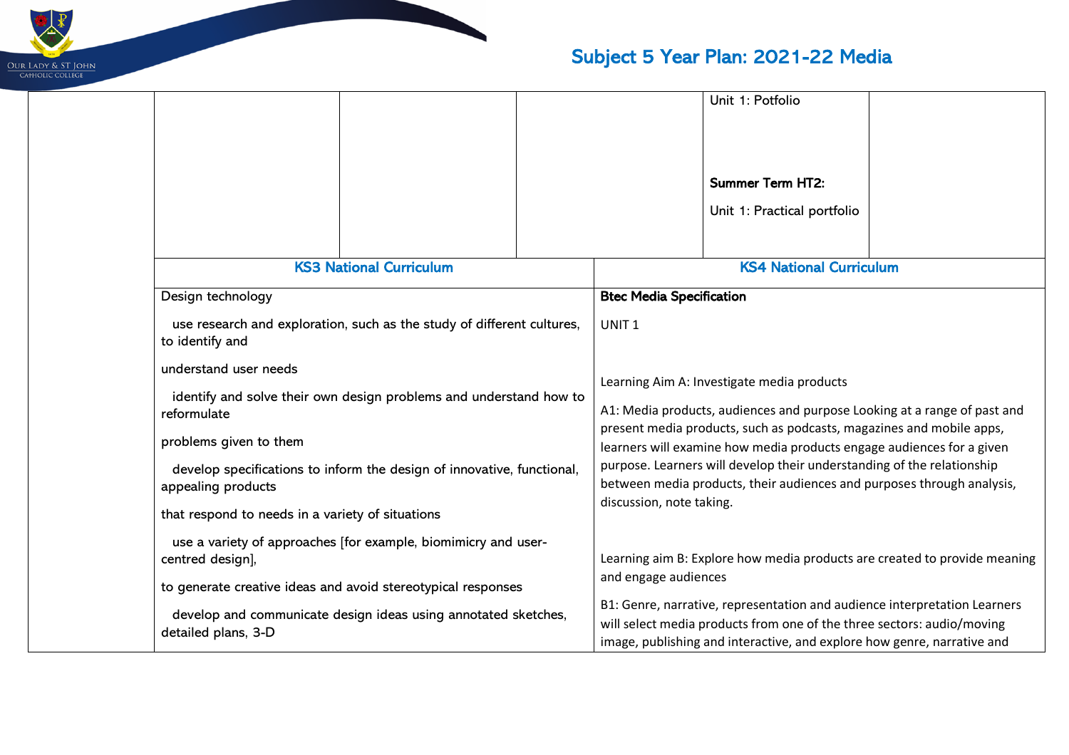# Subject 5 Year Plan: 2021-22 Media

| | | | | | |
|---|---|---|---|---|---|
| | | | | Unit 1: Potfolio<br><br>**Summer Term HT2:**<br><br>Unit 1: Practical portfolio | |

| | KS3 National Curriculum | KS4 National Curriculum |
|---|---|---|
| | Design technology<br><br>use research and exploration, such as the study of different cultures, to identify and<br><br>understand user needs<br><br>identify and solve their own design problems and understand how to reformulate<br><br>problems given to them<br><br>develop specifications to inform the design of innovative, functional, appealing products<br><br>that respond to needs in a variety of situations<br><br>use a variety of approaches [for example, biomimicry and user-centred design],<br><br>to generate creative ideas and avoid stereotypical responses<br><br>develop and communicate design ideas using annotated sketches, detailed plans, 3-D | **Btec Media Specification**<br><br>UNIT 1<br><br>Learning Aim A: Investigate media products<br><br>A1: Media products, audiences and purpose Looking at a range of past and present media products, such as podcasts, magazines and mobile apps, learners will examine how media products engage audiences for a given purpose. Learners will develop their understanding of the relationship between media products, their audiences and purposes through analysis, discussion, note taking.<br><br>Learning aim B: Explore how media products are created to provide meaning and engage audiences<br><br>B1: Genre, narrative, representation and audience interpretation Learners will select media products from one of the three sectors: audio/moving image, publishing and interactive, and explore how genre, narrative and |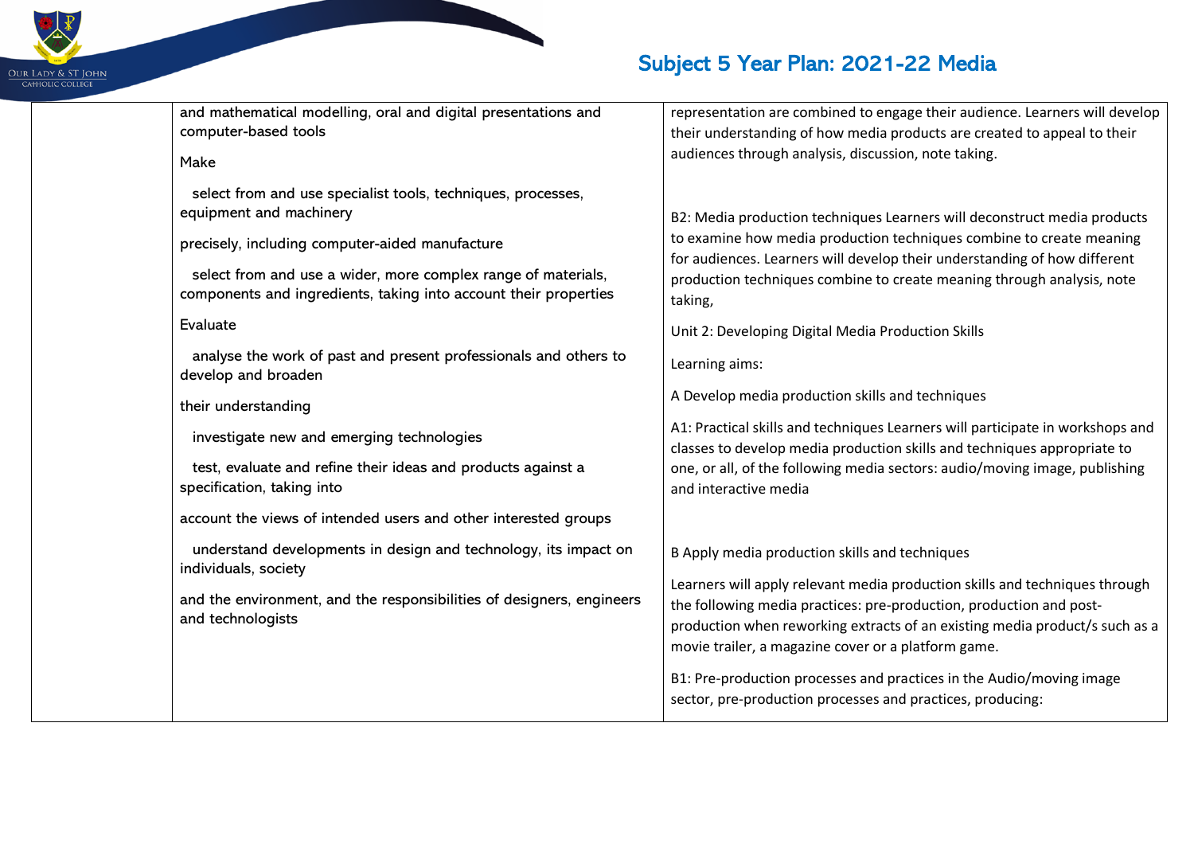# Subject 5 Year Plan: 2021-22 Media

| | | |
|---|---|---|
| | and mathematical modelling, oral and digital presentations and computer-based tools<br><br>Make<br><br>select from and use specialist tools, techniques, processes, equipment and machinery<br><br>precisely, including computer-aided manufacture<br><br>select from and use a wider, more complex range of materials, components and ingredients, taking into account their properties<br><br>Evaluate<br><br>analyse the work of past and present professionals and others to develop and broaden<br><br>their understanding<br><br>investigate new and emerging technologies<br><br>test, evaluate and refine their ideas and products against a specification, taking into<br><br>account the views of intended users and other interested groups<br><br>understand developments in design and technology, its impact on individuals, society<br><br>and the environment, and the responsibilities of designers, engineers and technologists | representation are combined to engage their audience. Learners will develop their understanding of how media products are created to appeal to their audiences through analysis, discussion, note taking.<br><br>B2: Media production techniques Learners will deconstruct media products to examine how media production techniques combine to create meaning for audiences. Learners will develop their understanding of how different production techniques combine to create meaning through analysis, note taking,<br><br>Unit 2: Developing Digital Media Production Skills<br><br>Learning aims:<br><br>A Develop media production skills and techniques<br><br>A1: Practical skills and techniques Learners will participate in workshops and classes to develop media production skills and techniques appropriate to one, or all, of the following media sectors: audio/moving image, publishing and interactive media<br><br>B Apply media production skills and techniques<br><br>Learners will apply relevant media production skills and techniques through the following media practices: pre-production, production and post-production when reworking extracts of an existing media product/s such as a movie trailer, a magazine cover or a platform game.<br><br>B1: Pre-production processes and practices in the Audio/moving image sector, pre-production processes and practices, producing: |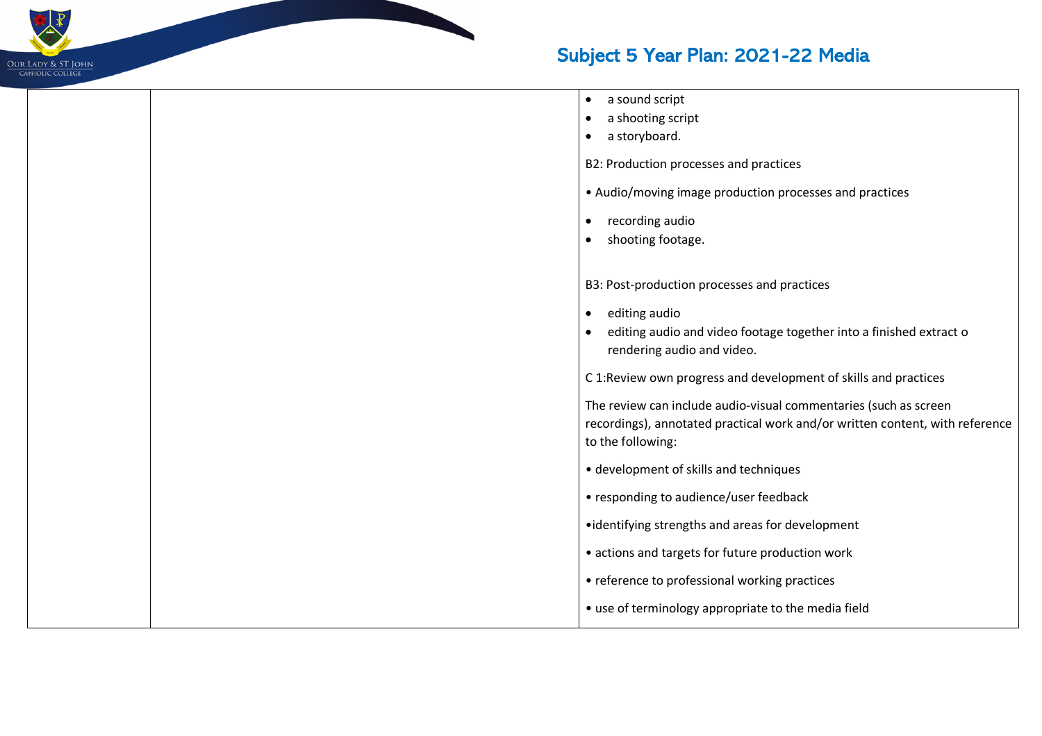| | | |
|---|---|---|
| | | • a sound script<br>• a shooting script<br>• a storyboard.<br><br>B2: Production processes and practices<br><br>• Audio/moving image production processes and practices<br><br>• recording audio<br>• shooting footage.<br><br>B3: Post-production processes and practices<br><br>• editing audio<br>• editing audio and video footage together into a finished extract o rendering audio and video.<br><br>C 1:Review own progress and development of skills and practices<br><br>The review can include audio-visual commentaries (such as screen recordings), annotated practical work and/or written content, with reference to the following:<br><br>• development of skills and techniques<br><br>• responding to audience/user feedback<br><br>•identifying strengths and areas for development<br><br>• actions and targets for future production work<br><br>• reference to professional working practices<br><br>• use of terminology appropriate to the media field |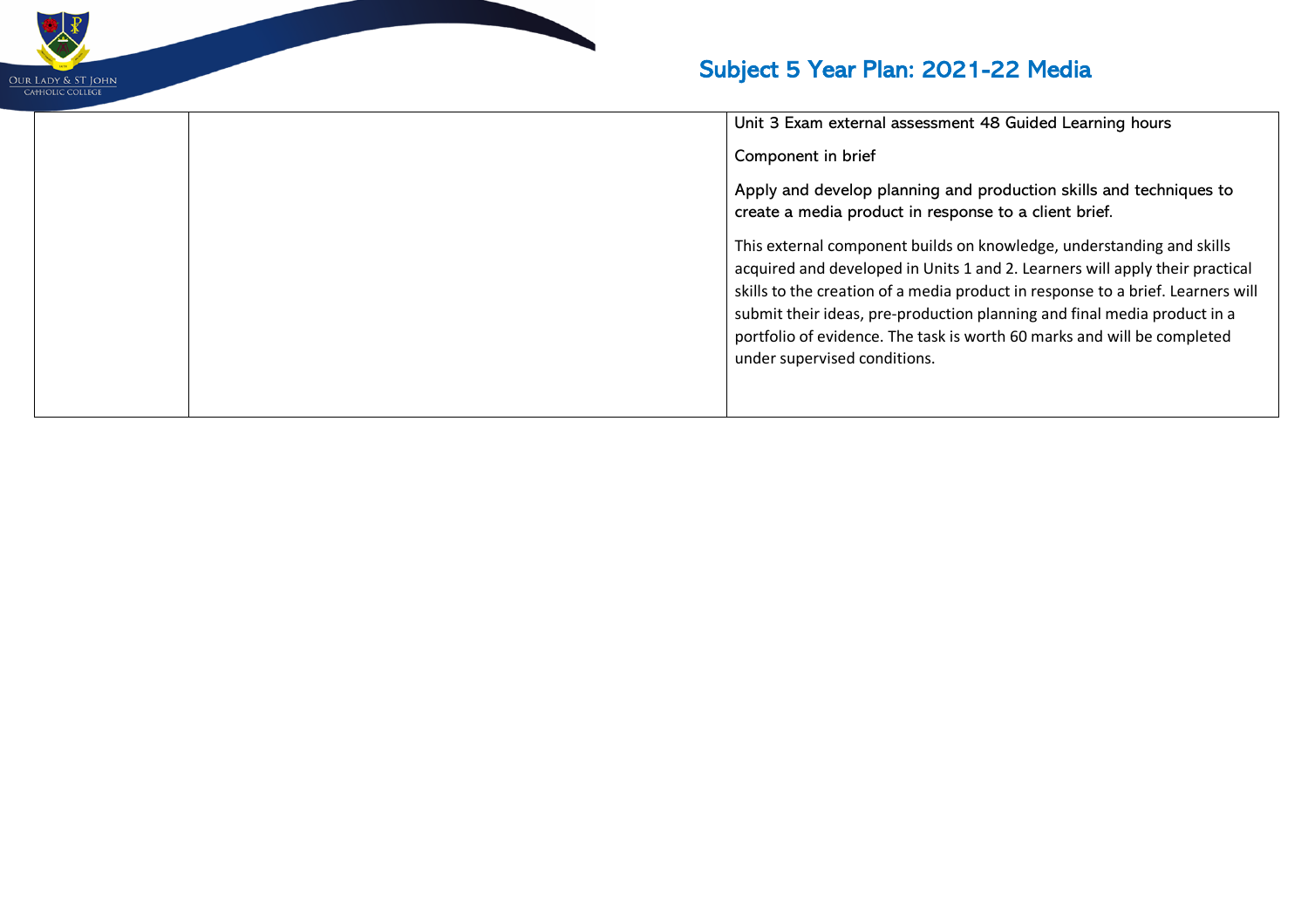| | | |
|---|---|---|
| | | Unit 3 Exam external assessment 48 Guided Learning hours<br><br>Component in brief<br><br>Apply and develop planning and production skills and techniques to create a media product in response to a client brief.<br><br>This external component builds on knowledge, understanding and skills acquired and developed in Units 1 and 2. Learners will apply their practical skills to the creation of a media product in response to a brief. Learners will submit their ideas, pre-production planning and final media product in a portfolio of evidence. The task is worth 60 marks and will be completed under supervised conditions. |